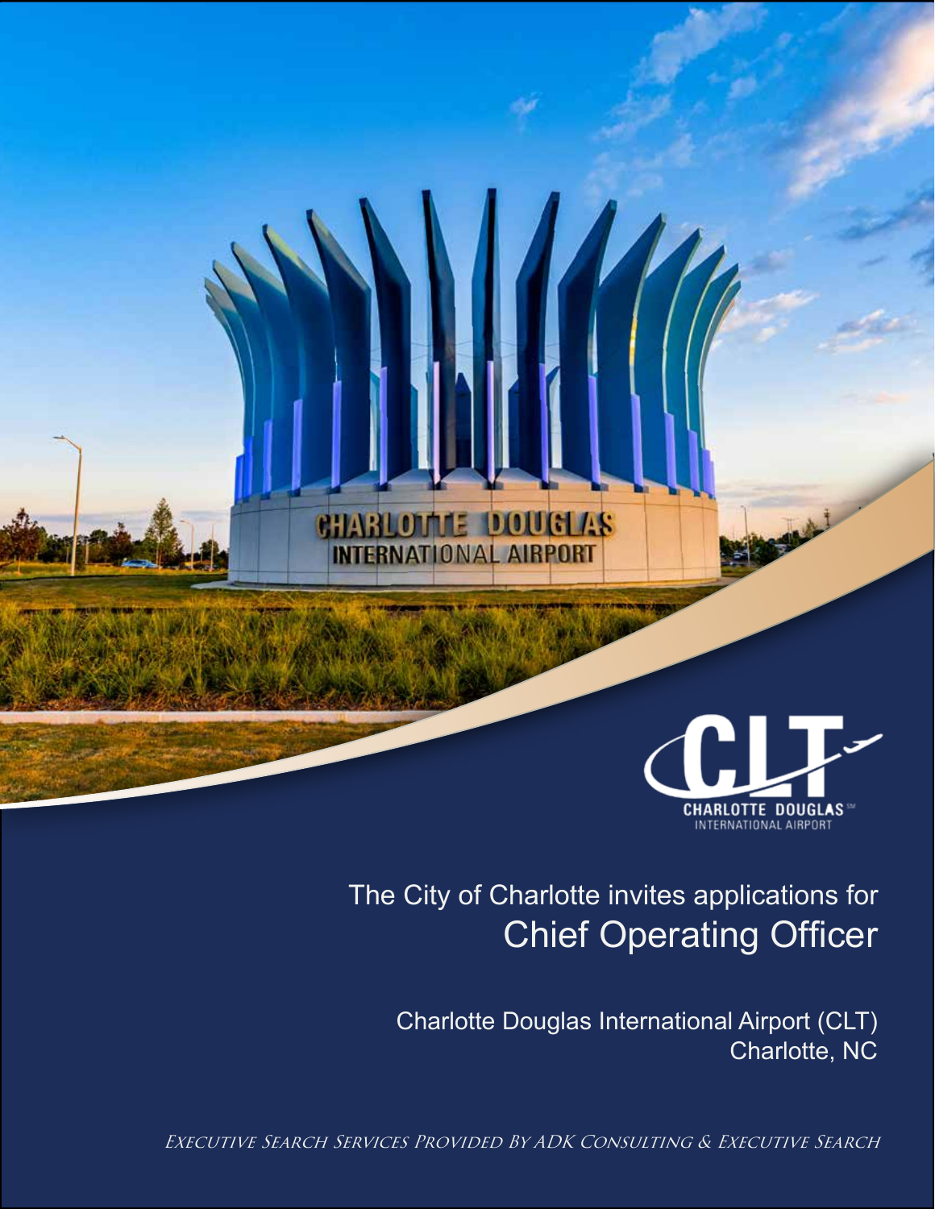The City of Charlotte invites applications for

# Chief Operating Officer

Charlotte Douglas International Airport (CLT)
Charlotte, NC

*Executive Search Services Provided By ADK Consulting & Executive Search*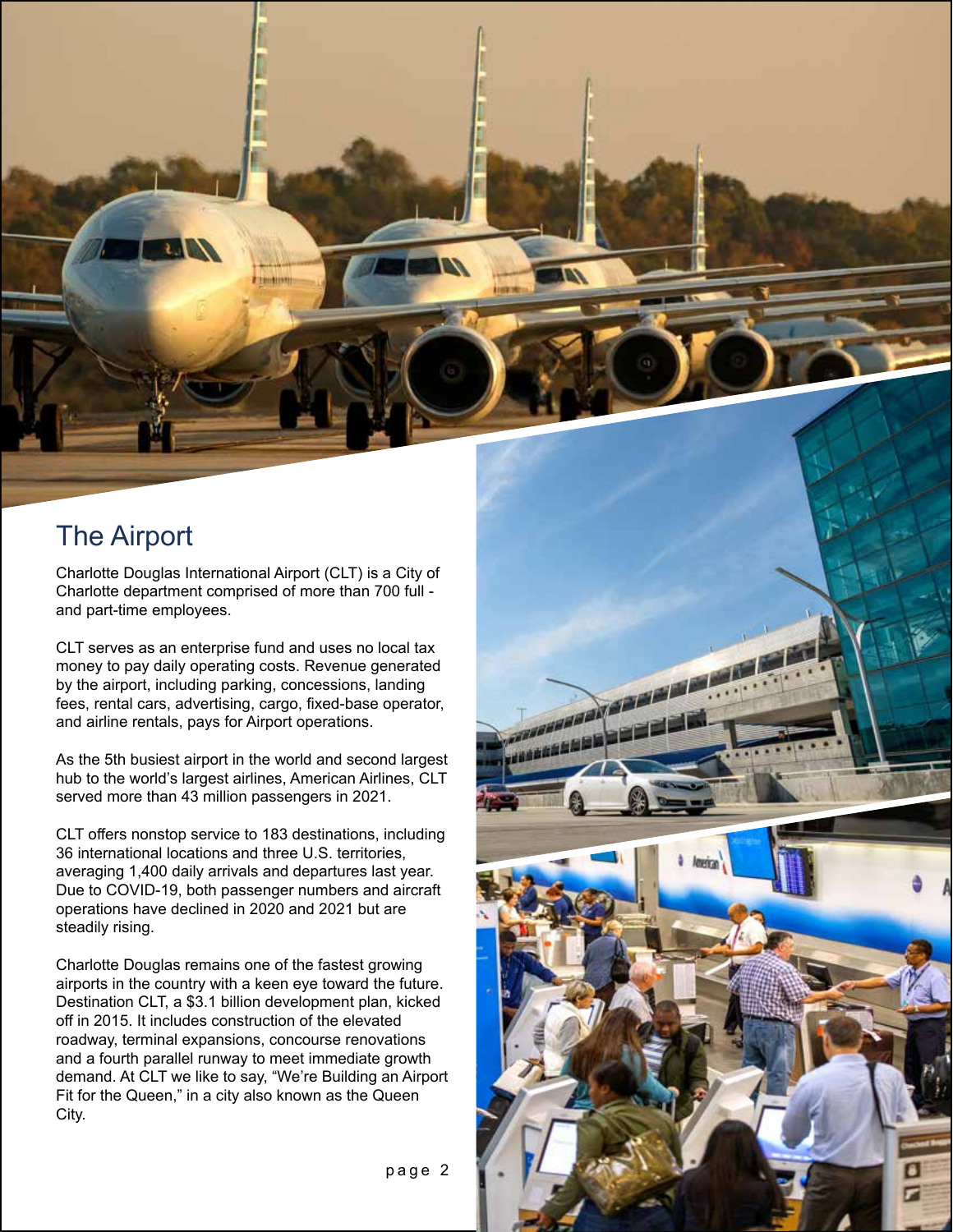# The Airport

Charlotte Douglas International Airport (CLT) is a City of Charlotte department comprised of more than 700 full - and part-time employees.

CLT serves as an enterprise fund and uses no local tax money to pay daily operating costs. Revenue generated by the airport, including parking, concessions, landing fees, rental cars, advertising, cargo, fixed-base operator, and airline rentals, pays for Airport operations.

As the 5th busiest airport in the world and second largest hub to the world's largest airlines, American Airlines, CLT served more than 43 million passengers in 2021.

CLT offers nonstop service to 183 destinations, including 36 international locations and three U.S. territories, averaging 1,400 daily arrivals and departures last year. Due to COVID-19, both passenger numbers and aircraft operations have declined in 2020 and 2021 but are steadily rising.

Charlotte Douglas remains one of the fastest growing airports in the country with a keen eye toward the future. Destination CLT, a $3.1 billion development plan, kicked off in 2015. It includes construction of the elevated roadway, terminal expansions, concourse renovations and a fourth parallel runway to meet immediate growth demand. At CLT we like to say, "We're Building an Airport Fit for the Queen," in a city also known as the Queen City.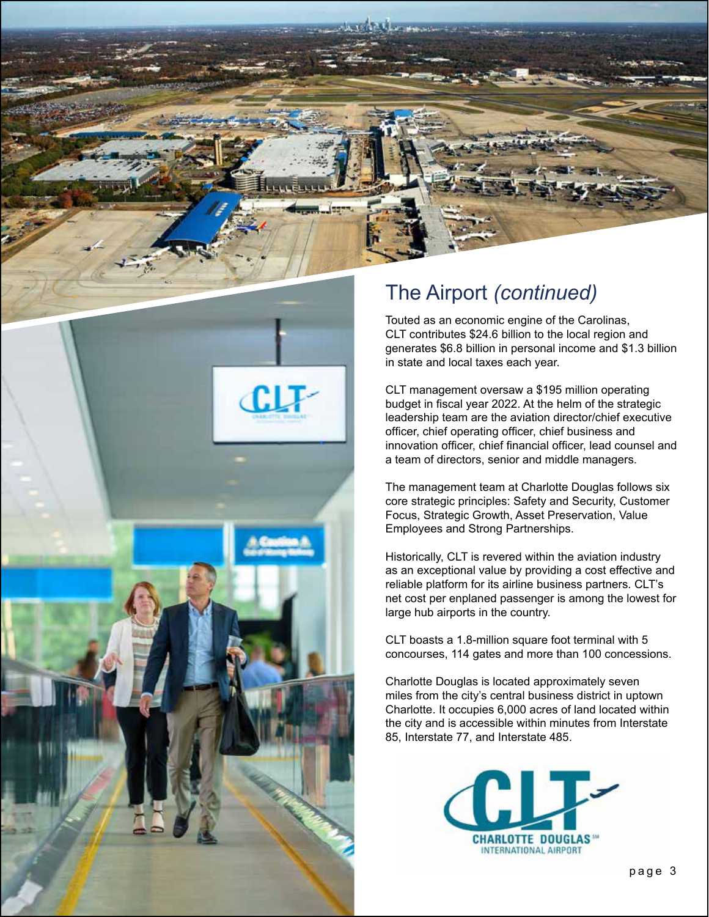## The Airport *(continued)*

Touted as an economic engine of the Carolinas, CLT contributes $24.6 billion to the local region and generates $6.8 billion in personal income and $1.3 billion in state and local taxes each year.

CLT management oversaw a $195 million operating budget in fiscal year 2022. At the helm of the strategic leadership team are the aviation director/chief executive officer, chief operating officer, chief business and innovation officer, chief financial officer, lead counsel and a team of directors, senior and middle managers.

The management team at Charlotte Douglas follows six core strategic principles: Safety and Security, Customer Focus, Strategic Growth, Asset Preservation, Value Employees and Strong Partnerships.

Historically, CLT is revered within the aviation industry as an exceptional value by providing a cost effective and reliable platform for its airline business partners. CLT's net cost per enplaned passenger is among the lowest for large hub airports in the country.

CLT boasts a 1.8-million square foot terminal with 5 concourses, 114 gates and more than 100 concessions.

Charlotte Douglas is located approximately seven miles from the city's central business district in uptown Charlotte. It occupies 6,000 acres of land located within the city and is accessible within minutes from Interstate 85, Interstate 77, and Interstate 485.

CLT
CHARLOTTE DOUGLAS℠
INTERNATIONAL AIRPORT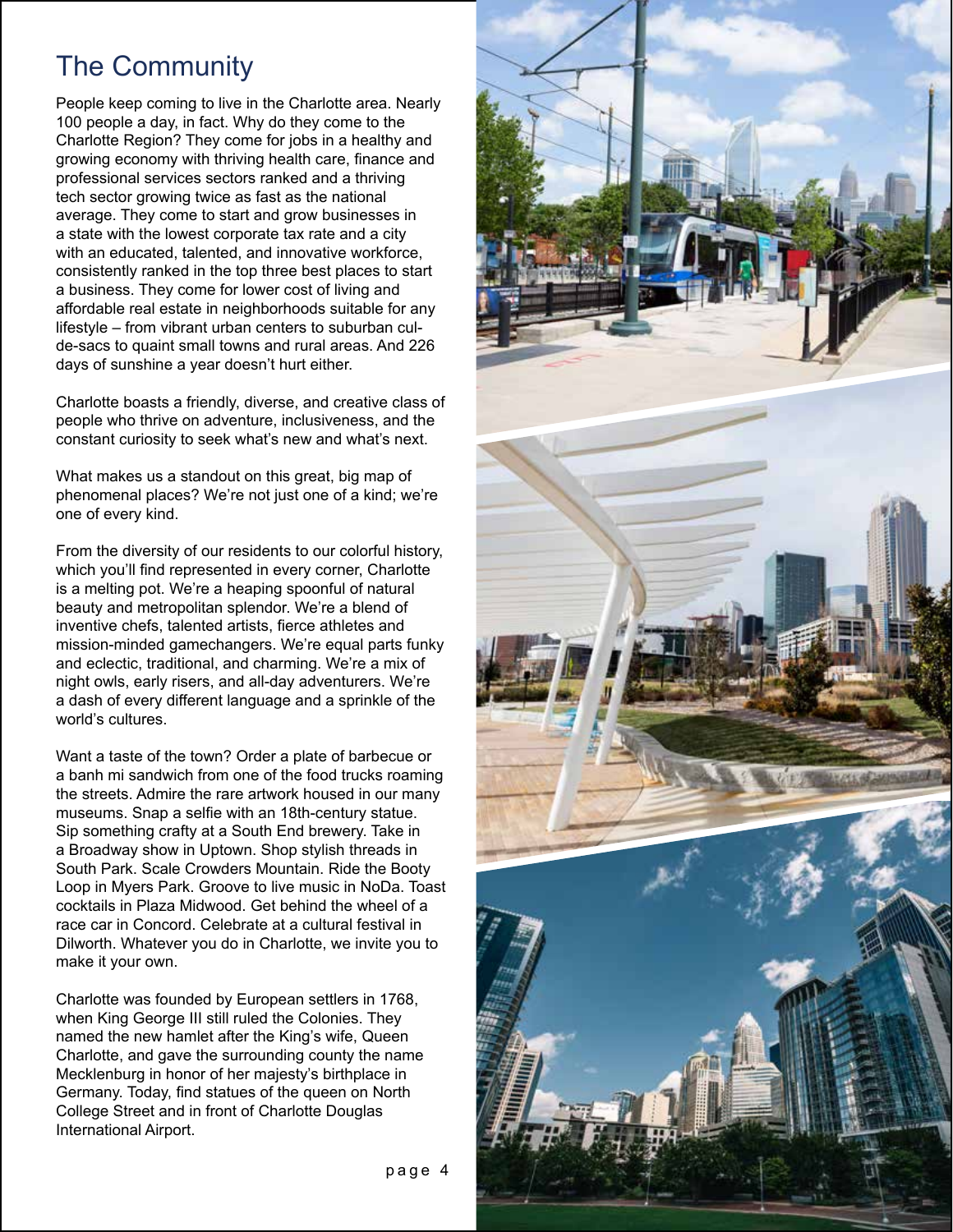# The Community

People keep coming to live in the Charlotte area. Nearly 100 people a day, in fact. Why do they come to the Charlotte Region? They come for jobs in a healthy and growing economy with thriving health care, finance and professional services sectors ranked and a thriving tech sector growing twice as fast as the national average. They come to start and grow businesses in a state with the lowest corporate tax rate and a city with an educated, talented, and innovative workforce, consistently ranked in the top three best places to start a business. They come for lower cost of living and affordable real estate in neighborhoods suitable for any lifestyle – from vibrant urban centers to suburban cul-de-sacs to quaint small towns and rural areas. And 226 days of sunshine a year doesn't hurt either.

Charlotte boasts a friendly, diverse, and creative class of people who thrive on adventure, inclusiveness, and the constant curiosity to seek what's new and what's next.

What makes us a standout on this great, big map of phenomenal places? We're not just one of a kind; we're one of every kind.

From the diversity of our residents to our colorful history, which you'll find represented in every corner, Charlotte is a melting pot. We're a heaping spoonful of natural beauty and metropolitan splendor. We're a blend of inventive chefs, talented artists, fierce athletes and mission-minded gamechangers. We're equal parts funky and eclectic, traditional, and charming. We're a mix of night owls, early risers, and all-day adventurers. We're a dash of every different language and a sprinkle of the world's cultures.

Want a taste of the town? Order a plate of barbecue or a banh mi sandwich from one of the food trucks roaming the streets. Admire the rare artwork housed in our many museums. Snap a selfie with an 18th-century statue. Sip something crafty at a South End brewery. Take in a Broadway show in Uptown. Shop stylish threads in South Park. Scale Crowders Mountain. Ride the Booty Loop in Myers Park. Groove to live music in NoDa. Toast cocktails in Plaza Midwood. Get behind the wheel of a race car in Concord. Celebrate at a cultural festival in Dilworth. Whatever you do in Charlotte, we invite you to make it your own.

Charlotte was founded by European settlers in 1768, when King George III still ruled the Colonies. They named the new hamlet after the King's wife, Queen Charlotte, and gave the surrounding county the name Mecklenburg in honor of her majesty's birthplace in Germany. Today, find statues of the queen on North College Street and in front of Charlotte Douglas International Airport.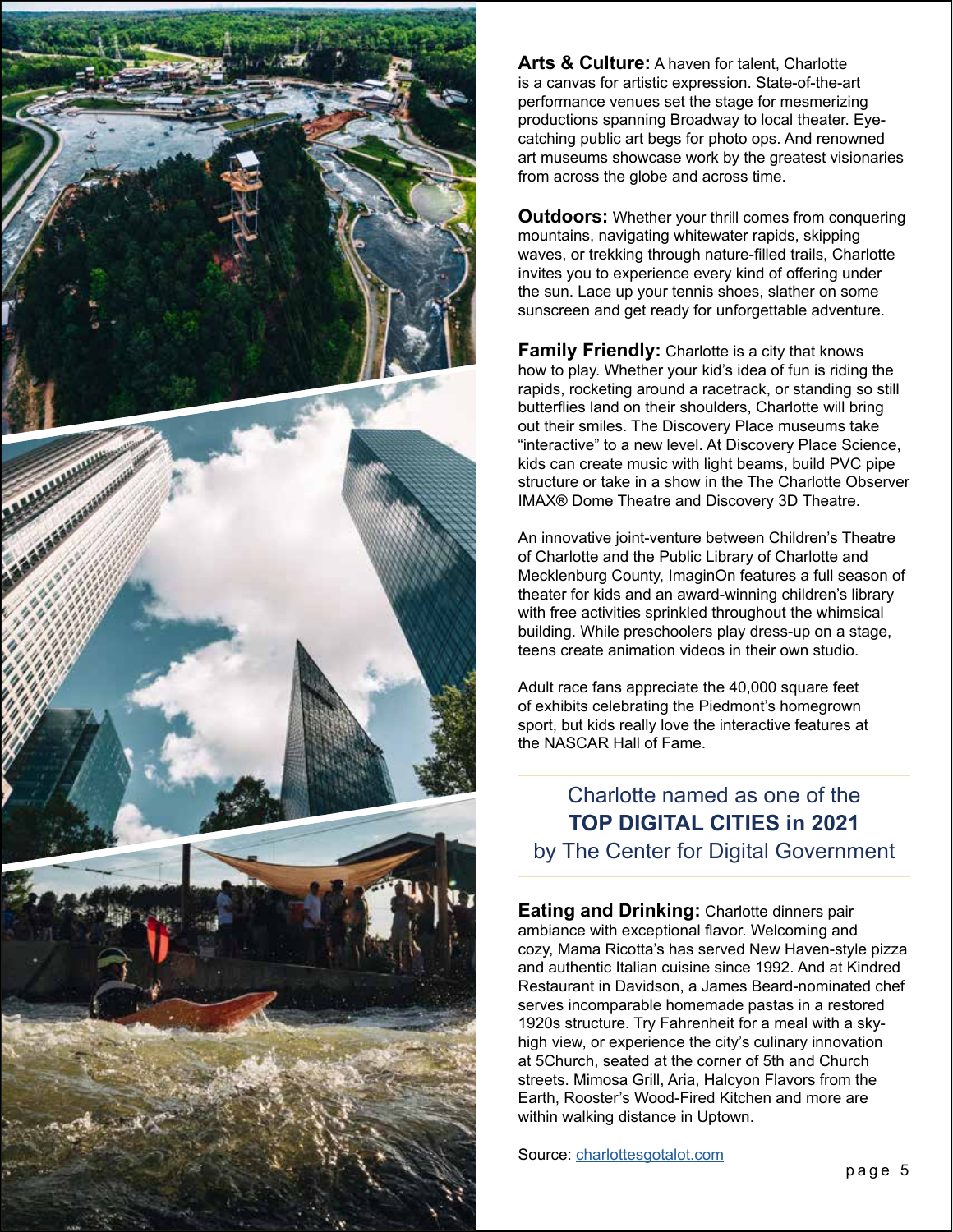**Arts & Culture:** A haven for talent, Charlotte is a canvas for artistic expression. State-of-the-art performance venues set the stage for mesmerizing productions spanning Broadway to local theater. Eye-catching public art begs for photo ops. And renowned art museums showcase work by the greatest visionaries from across the globe and across time.

**Outdoors:** Whether your thrill comes from conquering mountains, navigating whitewater rapids, skipping waves, or trekking through nature-filled trails, Charlotte invites you to experience every kind of offering under the sun. Lace up your tennis shoes, slather on some sunscreen and get ready for unforgettable adventure.

**Family Friendly:** Charlotte is a city that knows how to play. Whether your kid's idea of fun is riding the rapids, rocketing around a racetrack, or standing so still butterflies land on their shoulders, Charlotte will bring out their smiles. The Discovery Place museums take "interactive" to a new level. At Discovery Place Science, kids can create music with light beams, build PVC pipe structure or take in a show in the The Charlotte Observer IMAX® Dome Theatre and Discovery 3D Theatre.

An innovative joint-venture between Children's Theatre of Charlotte and the Public Library of Charlotte and Mecklenburg County, ImaginOn features a full season of theater for kids and an award-winning children's library with free activities sprinkled throughout the whimsical building. While preschoolers play dress-up on a stage, teens create animation videos in their own studio.

Adult race fans appreciate the 40,000 square feet of exhibits celebrating the Piedmont's homegrown sport, but kids really love the interactive features at the NASCAR Hall of Fame.

---

Charlotte named as one of the
**TOP DIGITAL CITIES in 2021**
by The Center for Digital Government

---

**Eating and Drinking:** Charlotte dinners pair ambiance with exceptional flavor. Welcoming and cozy, Mama Ricotta's has served New Haven-style pizza and authentic Italian cuisine since 1992. And at Kindred Restaurant in Davidson, a James Beard-nominated chef serves incomparable homemade pastas in a restored 1920s structure. Try Fahrenheit for a meal with a sky-high view, or experience the city's culinary innovation at 5Church, seated at the corner of 5th and Church streets. Mimosa Grill, Aria, Halcyon Flavors from the Earth, Rooster's Wood-Fired Kitchen and more are within walking distance in Uptown.

Source: [charlottesgotalot.com](charlottesgotalot.com)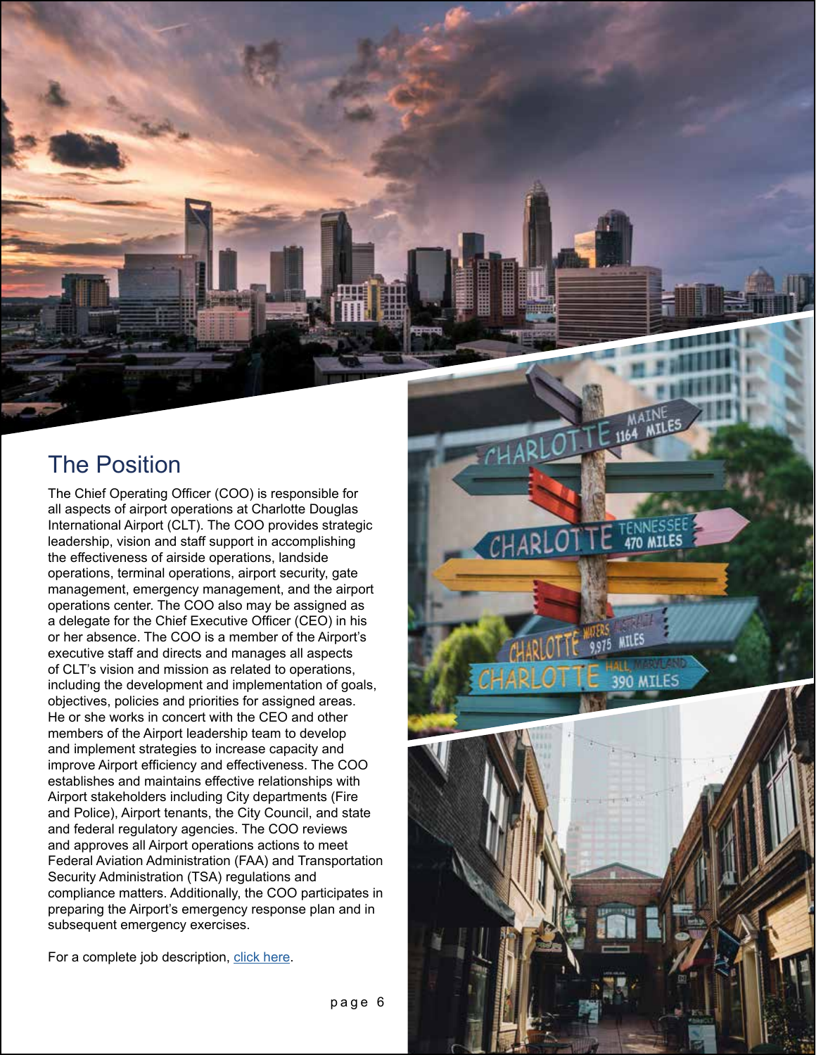## The Position

The Chief Operating Officer (COO) is responsible for all aspects of airport operations at Charlotte Douglas International Airport (CLT). The COO provides strategic leadership, vision and staff support in accomplishing the effectiveness of airside operations, landside operations, terminal operations, airport security, gate management, emergency management, and the airport operations center. The COO also may be assigned as a delegate for the Chief Executive Officer (CEO) in his or her absence. The COO is a member of the Airport's executive staff and directs and manages all aspects of CLT's vision and mission as related to operations, including the development and implementation of goals, objectives, policies and priorities for assigned areas. He or she works in concert with the CEO and other members of the Airport leadership team to develop and implement strategies to increase capacity and improve Airport efficiency and effectiveness. The COO establishes and maintains effective relationships with Airport stakeholders including City departments (Fire and Police), Airport tenants, the City Council, and state and federal regulatory agencies. The COO reviews and approves all Airport operations actions to meet Federal Aviation Administration (FAA) and Transportation Security Administration (TSA) regulations and compliance matters. Additionally, the COO participates in preparing the Airport's emergency response plan and in subsequent emergency exercises.

For a complete job description, click here.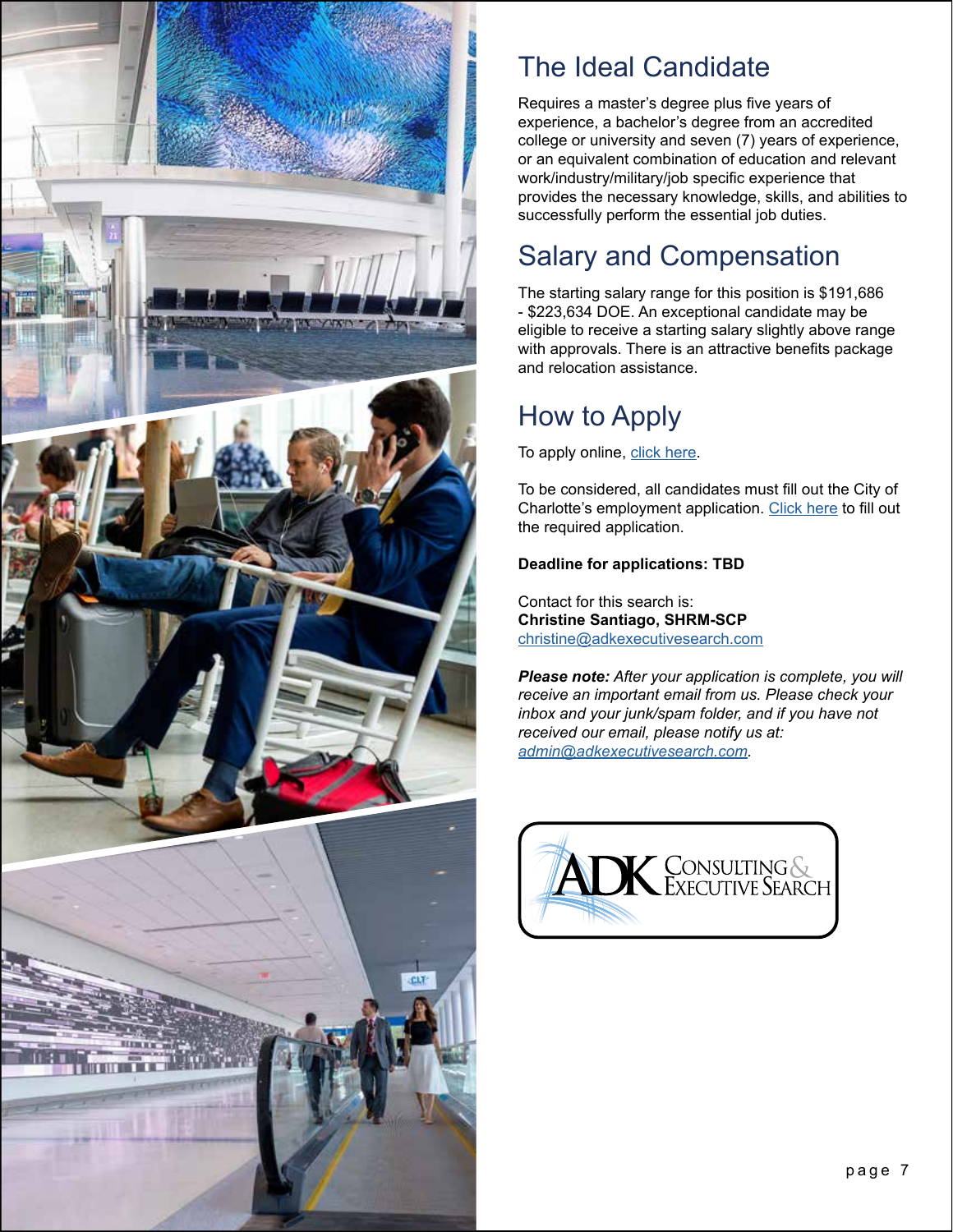## The Ideal Candidate

Requires a master's degree plus five years of experience, a bachelor's degree from an accredited college or university and seven (7) years of experience, or an equivalent combination of education and relevant work/industry/military/job specific experience that provides the necessary knowledge, skills, and abilities to successfully perform the essential job duties.

## Salary and Compensation

The starting salary range for this position is $191,686 - $223,634 DOE. An exceptional candidate may be eligible to receive a starting salary slightly above range with approvals. There is an attractive benefits package and relocation assistance.

## How to Apply

To apply online, click here.

To be considered, all candidates must fill out the City of Charlotte's employment application. Click here to fill out the required application.

**Deadline for applications: TBD**

Contact for this search is:
**Christine Santiago, SHRM-SCP**
christine@adkexecutivesearch.com

***Please note:*** *After your application is complete, you will receive an important email from us. Please check your inbox and your junk/spam folder, and if you have not received our email, please notify us at: admin@adkexecutivesearch.com.*

ADK Consulting & Executive Search